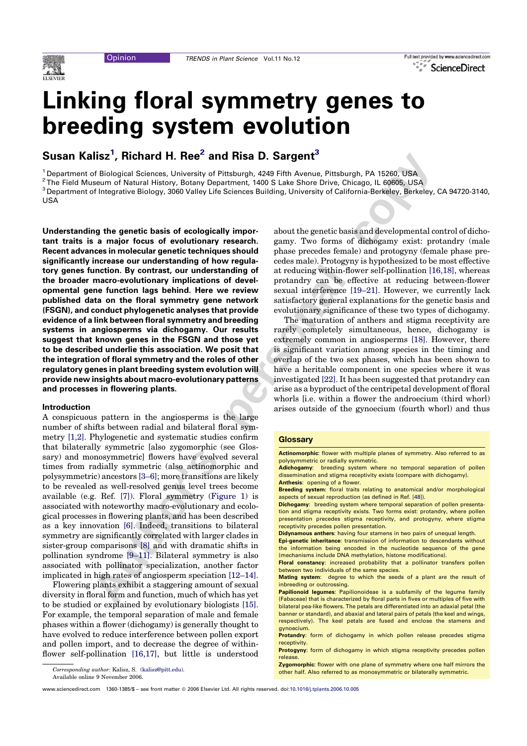Opinion

# Linking floral symmetry genes to breeding system evolution

**Susan Kalisz[1], Richard H. Ree[2] and Risa D. Sargent[3]**

[1] Department of Biological Sciences, University of Pittsburgh, 4249 Fifth Avenue, Pittsburgh, PA 15260, USA
[2] The Field Museum of Natural History, Botany Department, 1400 S Lake Shore Drive, Chicago, IL 60605, USA
[3] Department of Integrative Biology, 3060 Valley Life Sciences Building, University of California-Berkeley, Berkeley, CA 94720-3140, USA

**Understanding the genetic basis of ecologically important traits is a major focus of evolutionary research. Recent advances in molecular genetic techniques should significantly increase our understanding of how regulatory genes function. By contrast, our understanding of the broader macro-evolutionary implications of developmental gene function lags behind. Here we review published data on the floral symmetry gene network (FSGN), and conduct phylogenetic analyses that provide evidence of a link between floral symmetry and breeding systems in angiosperms via dichogamy. Our results suggest that known genes in the FSGN and those yet to be described underlie this association. We posit that the integration of floral symmetry and the roles of other regulatory genes in plant breeding system evolution will provide new insights about macro-evolutionary patterns and processes in flowering plants.**

## Introduction

A conspicuous pattern in the angiosperms is the large number of shifts between radial and bilateral floral symmetry [1,2]. Phylogenetic and systematic studies confirm that bilaterally symmetric [also zygomorphic (see Glossary) and monosymmetric] flowers have evolved several times from radially symmetric (also actinomorphic and polysymmetric) ancestors [3–6]; more transitions are likely to be revealed as well-resolved genus level trees become available (e.g. Ref. [7]). Floral symmetry (Figure 1) is associated with noteworthy macro-evolutionary and ecological processes in flowering plants, and has been described as a key innovation [6]. Indeed, transitions to bilateral symmetry are significantly correlated with larger clades in sister-group comparisons [8] and with dramatic shifts in pollination syndrome [9–11]. Bilateral symmetry is also associated with pollinator specialization, another factor implicated in high rates of angiosperm speciation [12–14].

Flowering plants exhibit a staggering amount of sexual diversity in floral form and function, much of which has yet to be studied or explained by evolutionary biologists [15]. For example, the temporal separation of male and female phases within a flower (dichogamy) is generally thought to have evolved to reduce interference between pollen export and pollen import, and to decrease the degree of within-flower self-pollination [16,17], but little is understood about the genetic basis and developmental control of dichogamy. Two forms of dichogamy exist: protandry (male phase precedes female) and protogyny (female phase precedes male). Protogyny is hypothesized to be most effective at reducing within-flower self-pollination [16,18], whereas protandry can be effective at reducing between-flower sexual interference [19–21]. However, we currently lack satisfactory general explanations for the genetic basis and evolutionary significance of these two types of dichogamy.

The maturation of anthers and stigma receptivity are rarely completely simultaneous, hence, dichogamy is extremely common in angiosperms [18]. However, there is significant variation among species in the timing and overlap of the two sex phases, which has been shown to have a heritable component in one species where it was investigated [22]. It has been suggested that protandry can arise as a byproduct of the centripetal development of floral whorls [i.e. within a flower the androecium (third whorl) arises outside of the gynoecium (fourth whorl) and thus

*Corresponding author:* Kalisz, S. (kalisz@pitt.edu).
Available online 9 November 2006.

### Glossary

**Actinomorphic**: flower with multiple planes of symmetry. Also referred to as polysymmetric or radially symmetric.
**Adichogamy**: breeding system where no temporal separation of pollen dissemination and stigma receptivity exists (compare with dichogamy).
**Anthesis**: opening of a flower.
**Breeding system**: floral traits relating to anatomical and/or morphological aspects of sexual reproduction (as defined in Ref. [48]).
**Dichogamy**: breeding system where temporal separation of pollen presentation and stigma receptivity exists. Two forms exist: protandry, where pollen presentation precedes stigma receptivity, and protogyny, where stigma receptivity precedes pollen presentation.
**Didynamous anthers**: having four stamens in two pairs of unequal length.
**Epi-genetic inheritance**: transmission of information to descendants without the information being encoded in the nucleotide sequence of the gene (mechanisms include DNA methylation, histone modifications).
**Floral constancy**: increased probability that a pollinator transfers pollen between two individuals of the same species.
**Mating system**: degree to which the seeds of a plant are the result of inbreeding or outcrossing.
**Papilionoid legumes**: Papilionoideae is a subfamily of the legume family (Fabaceae) that is characterized by floral parts in fives or multiples of five with bilateral pea-like flowers. The petals are differentiated into an adaxial petal (the banner or standard), and abaxial and lateral pairs of petals (the keel and wings, respectively). The keel petals are fused and enclose the stamens and gynoecium.
**Protandry**: form of dichogamy in which pollen release precedes stigma receptivity.
**Protogyny**: form of dichogamy in which stigma receptivity precedes pollen release.
**Zygomorphic**: flower with one plane of symmetry where one half mirrors the other half. Also referred to as monosymmetric or bilaterally symmetric.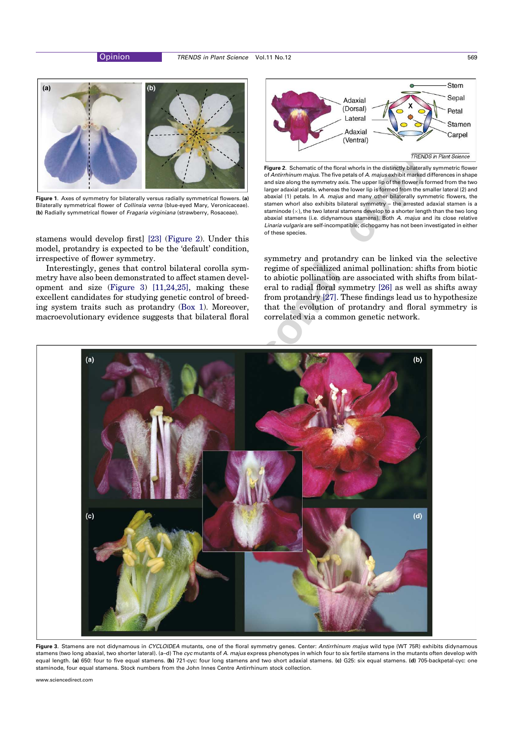**Figure 1**. Axes of symmetry for bilaterally versus radially symmetrical flowers. **(a)** Bilaterally symmetrical flower of *Collinsia verna* (blue-eyed Mary, Veronicaceae). **(b)** Radially symmetrical flower of *Fragaria virginiana* (strawberry, Rosaceae).

**Figure 2**. Schematic of the floral whorls in the distinctly bilaterally symmetric flower of *Antirrhinum majus*. The five petals of *A. majus* exhibit marked differences in shape and size along the symmetry axis. The upper lip of the flower is formed from the two larger adaxial petals, whereas the lower lip is formed from the smaller lateral (2) and abaxial (1) petals. In *A. majus* and many other bilaterally symmetric flowers, the stamen whorl also exhibits bilateral symmetry – the arrested adaxial stamen is a staminode (×), the two lateral stamens develop to a shorter length than the two long abaxial stamens (i.e. didynamous stamens). Both *A. majus* and its close relative *Linaria vulgaris* are self-incompatible; dichogamy has not been investigated in either of these species.

stamens would develop first] [23] (Figure 2). Under this model, protandry is expected to be the 'default' condition, irrespective of flower symmetry.

Interestingly, genes that control bilateral corolla symmetry have also been demonstrated to affect stamen development and size (Figure 3) [11,24,25], making these excellent candidates for studying genetic control of breeding system traits such as protandry (Box 1). Moreover, macroevolutionary evidence suggests that bilateral floral symmetry and protandry can be linked via the selective regime of specialized animal pollination: shifts from biotic to abiotic pollination are associated with shifts from bilateral to radial floral symmetry [26] as well as shifts away from protandry [27]. These findings lead us to hypothesize that the evolution of protandry and floral symmetry is correlated via a common genetic network.

**Figure 3**. Stamens are not didynamous in *CYCLOIDEA* mutants, one of the floral symmetry genes. Center: *Antirrhinum majus* wild type (WT 75R) exhibits didynamous stamens (two long abaxial, two shorter lateral). (a–d) The *cyc* mutants of *A. majus* express phenotypes in which four to six fertile stamens in the mutants often develop with equal length. **(a)** 650: four to five equal stamens. **(b)** 721-cyc: four long stamens and two short adaxial stamens. **(c)** G25: six equal stamens. **(d)** 705-backpetal-cyc: one staminode, four equal stamens. Stock numbers from the John Innes Centre Antirrhinum stock collection.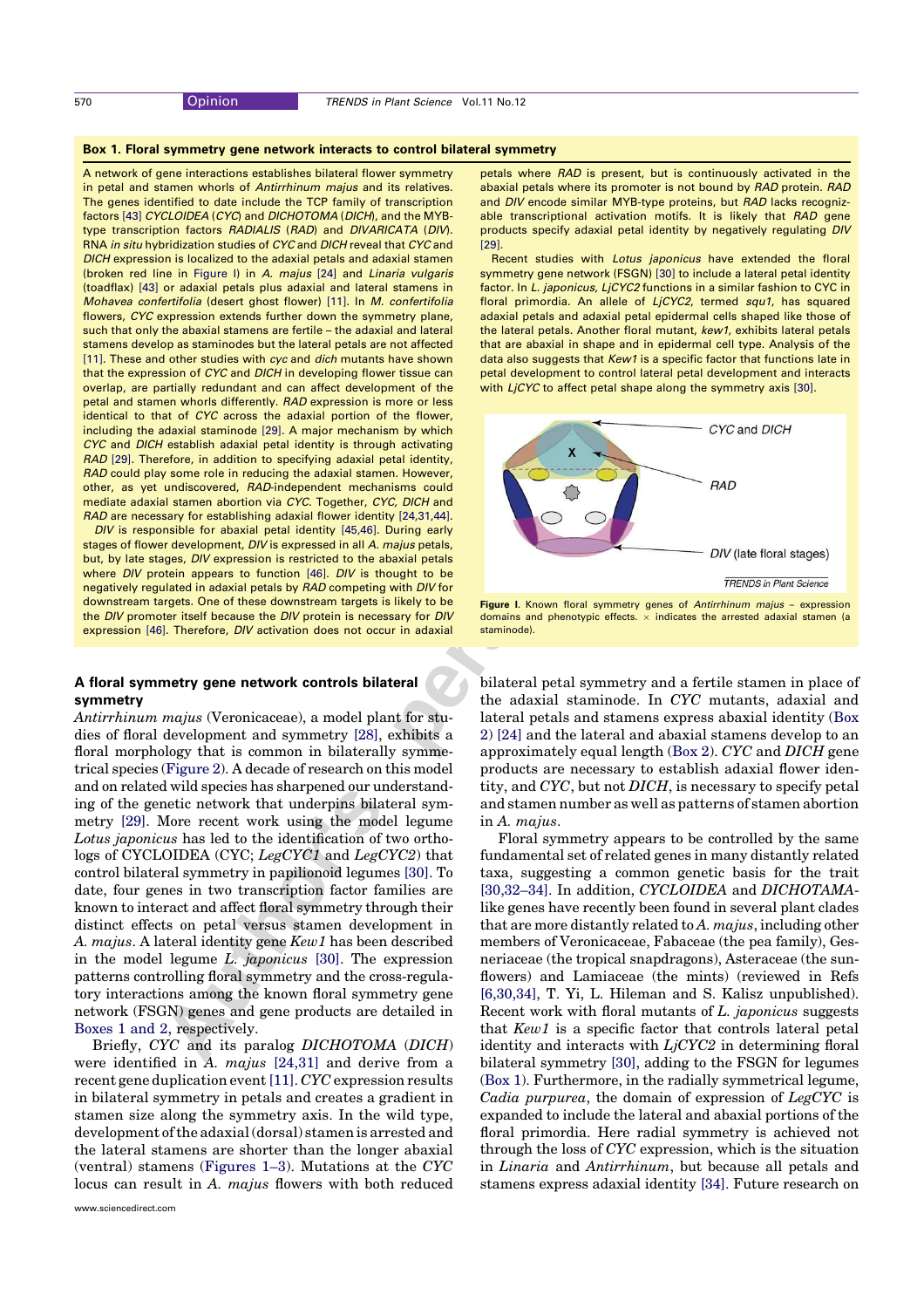## Box 1. Floral symmetry gene network interacts to control bilateral symmetry

A network of gene interactions establishes bilateral flower symmetry in petal and stamen whorls of *Antirrhinum majus* and its relatives. The genes identified to date include the TCP family of transcription factors [43] *CYCLOIDEA* (*CYC*) and *DICHOTOMA* (*DICH*), and the MYB-type transcription factors *RADIALIS* (*RAD*) and *DIVARICATA* (*DIV*). RNA *in situ* hybridization studies of *CYC* and *DICH* reveal that *CYC* and *DICH* expression is localized to the adaxial petals and adaxial stamen (broken red line in Figure I) in *A. majus* [24] and *Linaria vulgaris* (toadflax) [43] or adaxial petals plus adaxial and lateral stamens in *Mohavea confertifolia* (desert ghost flower) [11]. In *M. confertifolia* flowers, *CYC* expression extends further down the symmetry plane, such that only the abaxial stamens are fertile – the adaxial and lateral stamens develop as staminodes but the lateral petals are not affected [11]. These and other studies with *cyc* and *dich* mutants have shown that the expression of *CYC* and *DICH* in developing flower tissue can overlap, are partially redundant and can affect development of the petal and stamen whorls differently. *RAD* expression is more or less identical to that of *CYC* across the adaxial portion of the flower, including the adaxial staminode [29]. A major mechanism by which *CYC* and *DICH* establish adaxial petal identity is through activating *RAD* [29]. Therefore, in addition to specifying adaxial petal identity, *RAD* could play some role in reducing the adaxial stamen. However, other, as yet undiscovered, *RAD*-independent mechanisms could mediate adaxial stamen abortion via *CYC*. Together, *CYC*, *DICH* and *RAD* are necessary for establishing adaxial flower identity [24,31,44].

*DIV* is responsible for abaxial petal identity [45,46]. During early stages of flower development, *DIV* is expressed in all *A. majus* petals, but, by late stages, *DIV* expression is restricted to the abaxial petals where *DIV* protein appears to function [46]. *DIV* is thought to be negatively regulated in adaxial petals by *RAD* competing with *DIV* for downstream targets. One of these downstream targets is likely to be the *DIV* promoter itself because the *DIV* protein is necessary for *DIV* expression [46]. Therefore, *DIV* activation does not occur in adaxial petals where *RAD* is present, but is continuously activated in the abaxial petals where its promoter is not bound by *RAD* protein. *RAD* and *DIV* encode similar MYB-type proteins, but *RAD* lacks recognizable transcriptional activation motifs. It is likely that *RAD* gene products specify adaxial petal identity by negatively regulating *DIV* [29].

Recent studies with *Lotus japonicus* have extended the floral symmetry gene network (FSGN) [30] to include a lateral petal identity factor. In *L. japonicus*, *LjCYC2* functions in a similar fashion to CYC in floral primordia. An allele of *LjCYC2*, termed *squ1*, has squared adaxial petals and adaxial petal epidermal cells shaped like those of the lateral petals. Another floral mutant, *kew1*, exhibits lateral petals that are abaxial in shape and in epidermal cell type. Analysis of the data also suggests that *Kew1* is a specific factor that functions late in petal development to control lateral petal development and interacts with *LjCYC* to affect petal shape along the symmetry axis [30].

**Figure I.** Known floral symmetry genes of *Antirrhinum majus* – expression domains and phenotypic effects. × indicates the arrested adaxial stamen (a staminode).

## A floral symmetry gene network controls bilateral symmetry

*Antirrhinum majus* (Veronicaceae), a model plant for studies of floral development and symmetry [28], exhibits a floral morphology that is common in bilaterally symmetrical species (Figure 2). A decade of research on this model and on related wild species has sharpened our understanding of the genetic network that underpins bilateral symmetry [29]. More recent work using the model legume *Lotus japonicus* has led to the identification of two orthologs of CYCLOIDEA (CYC; *LegCYC1* and *LegCYC2*) that control bilateral symmetry in papilionoid legumes [30]. To date, four genes in two transcription factor families are known to interact and affect floral symmetry through their distinct effects on petal versus stamen development in *A. majus*. A lateral identity gene *Kew1* has been described in the model legume *L. japonicus* [30]. The expression patterns controlling floral symmetry and the cross-regulatory interactions among the known floral symmetry gene network (FSGN) genes and gene products are detailed in Boxes 1 and 2, respectively.

Briefly, *CYC* and its paralog *DICHOTOMA* (*DICH*) were identified in *A. majus* [24,31] and derive from a recent gene duplication event [11]. *CYC* expression results in bilateral symmetry in petals and creates a gradient in stamen size along the symmetry axis. In the wild type, development of the adaxial (dorsal) stamen is arrested and the lateral stamens are shorter than the longer abaxial (ventral) stamens (Figures 1–3). Mutations at the *CYC* locus can result in *A. majus* flowers with both reduced bilateral petal symmetry and a fertile stamen in place of the adaxial staminode. In *CYC* mutants, adaxial and lateral petals and stamens express abaxial identity (Box 2) [24] and the lateral and abaxial stamens develop to an approximately equal length (Box 2). *CYC* and *DICH* gene products are necessary to establish adaxial flower identity, and *CYC*, but not *DICH*, is necessary to specify petal and stamen number as well as patterns of stamen abortion in *A. majus*.

Floral symmetry appears to be controlled by the same fundamental set of related genes in many distantly related taxa, suggesting a common genetic basis for the trait [30,32–34]. In addition, *CYCLOIDEA* and *DICHOTAMA*-like genes have recently been found in several plant clades that are more distantly related to *A. majus*, including other members of Veronicaceae, Fabaceae (the pea family), Gesneriaceae (the tropical snapdragons), Asteraceae (the sunflowers) and Lamiaceae (the mints) (reviewed in Refs [6,30,34], T. Yi, L. Hileman and S. Kalisz unpublished). Recent work with floral mutants of *L. japonicus* suggests that *Kew1* is a specific factor that controls lateral petal identity and interacts with *LjCYC2* in determining floral bilateral symmetry [30], adding to the FSGN for legumes (Box 1). Furthermore, in the radially symmetrical legume, *Cadia purpurea*, the domain of expression of *LegCYC* is expanded to include the lateral and abaxial portions of the floral primordia. Here radial symmetry is achieved not through the loss of *CYC* expression, which is the situation in *Linaria* and *Antirrhinum*, but because all petals and stamens express adaxial identity [34]. Future research on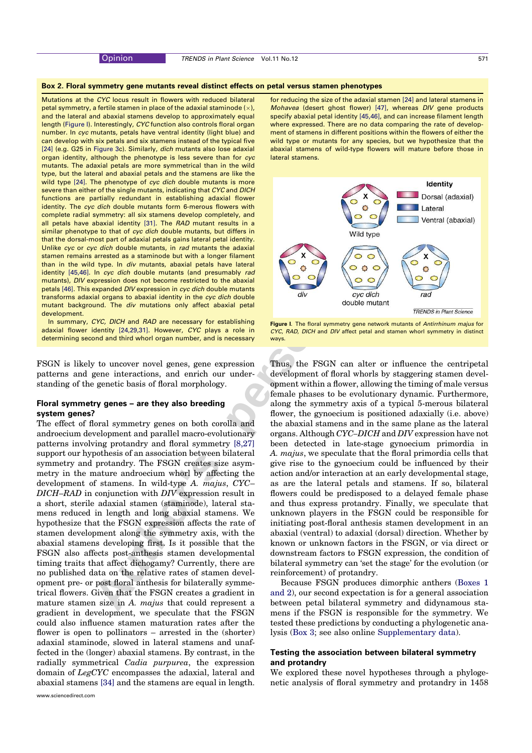## Box 2. Floral symmetry gene mutants reveal distinct effects on petal versus stamen phenotypes

Mutations at the *CYC* locus result in flowers with reduced bilateral petal symmetry, a fertile stamen in place of the adaxial staminode (×), and the lateral and abaxial stamens develop to approximately equal length (Figure I). Interestingly, *CYC* function also controls floral organ number. In *cyc* mutants, petals have ventral identity (light blue) and can develop with six petals and six stamens instead of the typical five [24] (e.g. G25 in Figure 3c). Similarly, *dich* mutants also lose adaxial organ identity, although the phenotype is less severe than for *cyc* mutants. The adaxial petals are more symmetrical than in the wild type, but the lateral and abaxial petals and the stamens are like the wild type [24]. The phenotype of *cyc dich* double mutants is more severe than either of the single mutants, indicating that *CYC* and *DICH* functions are partially redundant in establishing adaxial flower identity. The *cyc dich* double mutants form 6-merous flowers with complete radial symmetry: all six stamens develop completely, and all petals have abaxial identity [31]. The *RAD* mutant results in a similar phenotype to that of *cyc dich* double mutants, but differs in that the dorsal-most part of adaxial petals gains lateral petal identity. Unlike *cyc* or *cyc dich* double mutants, in *rad* mutants the adaxial stamen remains arrested as a staminode but with a longer filament than in the wild type. In *div* mutants, abaxial petals have lateral identity [45,46]. In *cyc dich* double mutants (and presumably *rad* mutants), *DIV* expression does not become restricted to the abaxial petals [46]. This expanded *DIV* expression in *cyc dich* double mutants transforms adaxial organs to abaxial identity in the *cyc dich* double mutant background. The *div* mutations only affect abaxial petal development.

In summary, *CYC, DICH* and *RAD* are necessary for establishing adaxial flower identity [24,29,31]. However, *CYC* plays a role in determining second and third whorl organ number, and is necessary for reducing the size of the adaxial stamen [24] and lateral stamens in *Mohavea* (desert ghost flower) [47], whereas *DIV* gene products specify abaxial petal identity [45,46], and can increase filament length where expressed. There are no data comparing the rate of development of stamens in different positions within the flowers of either the wild type or mutants for any species, but we hypothesize that the abaxial stamens of wild-type flowers will mature before those in lateral stamens.

**Figure I.** The floral symmetry gene network mutants of *Antirrhinum majus* for *CYC, RAD, DICH* and *DIV* affect petal and stamen whorl symmetry in distinct ways.

FSGN is likely to uncover novel genes, gene expression patterns and gene interactions, and enrich our understanding of the genetic basis of floral morphology.

### Floral symmetry genes – are they also breeding system genes?

The effect of floral symmetry genes on both corolla and androecium development and parallel macro-evolutionary patterns involving protandry and floral symmetry [8,27] support our hypothesis of an association between bilateral symmetry and protandry. The FSGN creates size asymmetry in the mature androecium whorl by affecting the development of stamens. In wild-type *A. majus*, *CYC–DICH–RAD* in conjunction with *DIV* expression result in a short, sterile adaxial stamen (staminode), lateral stamens reduced in length and long abaxial stamens. We hypothesize that the FSGN expression affects the rate of stamen development along the symmetry axis, with the abaxial stamens developing first. Is it possible that the FSGN also affects post-anthesis stamen developmental timing traits that affect dichogamy? Currently, there are no published data on the relative rates of stamen development pre- or post floral anthesis for bilaterally symmetrical flowers. Given that the FSGN creates a gradient in mature stamen size in *A. majus* that could represent a gradient in development, we speculate that the FSGN could also influence stamen maturation rates after the flower is open to pollinators – arrested in the (shorter) adaxial staminode, slowed in lateral stamens and unaffected in the (longer) abaxial stamens. By contrast, in the radially symmetrical *Cadia purpurea*, the expression domain of *LegCYC* encompasses the adaxial, lateral and abaxial stamens [34] and the stamens are equal in length. Thus, the FSGN can alter or influence the centripetal development of floral whorls by staggering stamen development within a flower, allowing the timing of male versus female phases to be evolutionary dynamic. Furthermore, along the symmetry axis of a typical 5-merous bilateral flower, the gynoecium is positioned adaxially (i.e. above) the abaxial stamens and in the same plane as the lateral organs. Although *CYC–DICH* and *DIV* expression have not been detected in late-stage gynoecium primordia in *A. majus*, we speculate that the floral primordia cells that give rise to the gynoecium could be influenced by their action and/or interaction at an early developmental stage, as are the lateral petals and stamens. If so, bilateral flowers could be predisposed to a delayed female phase and thus express protandry. Finally, we speculate that unknown players in the FSGN could be responsible for initiating post-floral anthesis stamen development in an abaxial (ventral) to adaxial (dorsal) direction. Whether by known or unknown factors in the FSGN, or via direct or downstream factors to FSGN expression, the condition of bilateral symmetry can 'set the stage' for the evolution (or reinforcement) of protandry.

Because FSGN produces dimorphic anthers (Boxes 1 and 2), our second expectation is for a general association between petal bilateral symmetry and didynamous stamens if the FSGN is responsible for the symmetry. We tested these predictions by conducting a phylogenetic analysis (Box 3; see also online Supplementary data).

### Testing the association between bilateral symmetry and protandry

We explored these novel hypotheses through a phylogenetic analysis of floral symmetry and protandry in 1458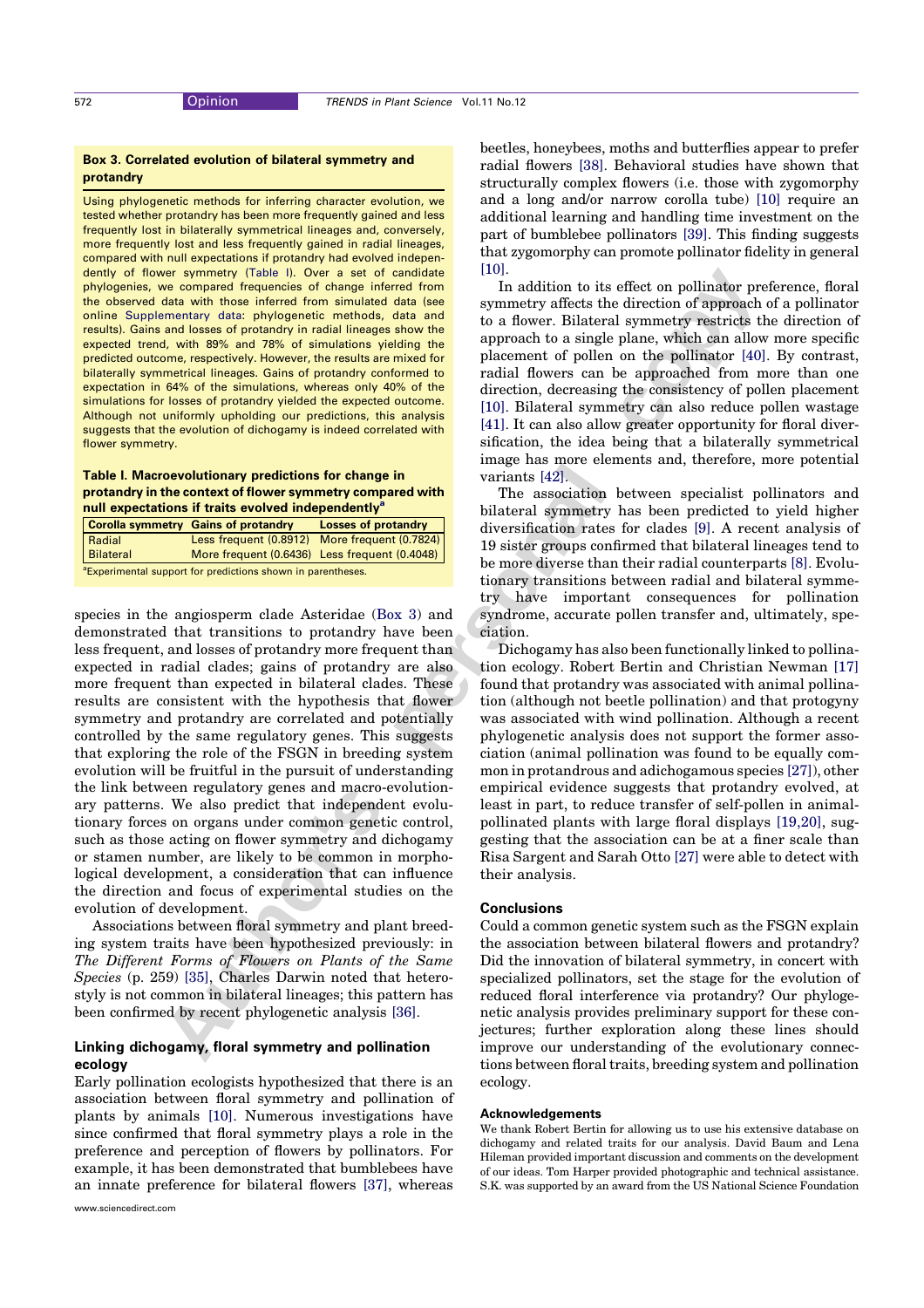**Box 3. Correlated evolution of bilateral symmetry and protandry**

Using phylogenetic methods for inferring character evolution, we tested whether protandry has been more frequently gained and less frequently lost in bilaterally symmetrical lineages and, conversely, more frequently lost and less frequently gained in radial lineages, compared with null expectations if protandry had evolved independently of flower symmetry (Table I). Over a set of candidate phylogenies, we compared frequencies of change inferred from the observed data with those inferred from simulated data (see online Supplementary data: phylogenetic methods, data and results). Gains and losses of protandry in radial lineages show the expected trend, with 89% and 78% of simulations yielding the predicted outcome, respectively. However, the results are mixed for bilaterally symmetrical lineages. Gains of protandry conformed to expectation in 64% of the simulations, whereas only 40% of the simulations for losses of protandry yielded the expected outcome. Although not uniformly upholding our predictions, this analysis suggests that the evolution of dichogamy is indeed correlated with flower symmetry.

**Table I. Macroevolutionary predictions for change in protandry in the context of flower symmetry compared with null expectations if traits evolved independently[a]**

| Corolla symmetry | Gains of protandry | Losses of protandry |
|---|---|---|
| Radial | Less frequent (0.8912) | More frequent (0.7824) |
| Bilateral | More frequent (0.6436) | Less frequent (0.4048) |

[a]Experimental support for predictions shown in parentheses.

species in the angiosperm clade Asteridae (Box 3) and demonstrated that transitions to protandry have been less frequent, and losses of protandry more frequent than expected in radial clades; gains of protandry are also more frequent than expected in bilateral clades. These results are consistent with the hypothesis that flower symmetry and protandry are correlated and potentially controlled by the same regulatory genes. This suggests that exploring the role of the FSGN in breeding system evolution will be fruitful in the pursuit of understanding the link between regulatory genes and macro-evolutionary patterns. We also predict that independent evolutionary forces on organs under common genetic control, such as those acting on flower symmetry and dichogamy or stamen number, are likely to be common in morphological development, a consideration that can influence the direction and focus of experimental studies on the evolution of development.

Associations between floral symmetry and plant breeding system traits have been hypothesized previously: in *The Different Forms of Flowers on Plants of the Same Species* (p. 259) [35], Charles Darwin noted that heterostyly is not common in bilateral lineages; this pattern has been confirmed by recent phylogenetic analysis [36].

## Linking dichogamy, floral symmetry and pollination ecology

Early pollination ecologists hypothesized that there is an association between floral symmetry and pollination of plants by animals [10]. Numerous investigations have since confirmed that floral symmetry plays a role in the preference and perception of flowers by pollinators. For example, it has been demonstrated that bumblebees have an innate preference for bilateral flowers [37], whereas beetles, honeybees, moths and butterflies appear to prefer radial flowers [38]. Behavioral studies have shown that structurally complex flowers (i.e. those with zygomorphy and a long and/or narrow corolla tube) [10] require an additional learning and handling time investment on the part of bumblebee pollinators [39]. This finding suggests that zygomorphy can promote pollinator fidelity in general [10].

In addition to its effect on pollinator preference, floral symmetry affects the direction of approach of a pollinator to a flower. Bilateral symmetry restricts the direction of approach to a single plane, which can allow more specific placement of pollen on the pollinator [40]. By contrast, radial flowers can be approached from more than one direction, decreasing the consistency of pollen placement [10]. Bilateral symmetry can also reduce pollen wastage [41]. It can also allow greater opportunity for floral diversification, the idea being that a bilaterally symmetrical image has more elements and, therefore, more potential variants [42].

The association between specialist pollinators and bilateral symmetry has been predicted to yield higher diversification rates for clades [9]. A recent analysis of 19 sister groups confirmed that bilateral lineages tend to be more diverse than their radial counterparts [8]. Evolutionary transitions between radial and bilateral symmetry have important consequences for pollination syndrome, accurate pollen transfer and, ultimately, speciation.

Dichogamy has also been functionally linked to pollination ecology. Robert Bertin and Christian Newman [17] found that protandry was associated with animal pollination (although not beetle pollination) and that protogyny was associated with wind pollination. Although a recent phylogenetic analysis does not support the former association (animal pollination was found to be equally common in protandrous and adichogamous species [27]), other empirical evidence suggests that protandry evolved, at least in part, to reduce transfer of self-pollen in animal-pollinated plants with large floral displays [19,20], suggesting that the association can be at a finer scale than Risa Sargent and Sarah Otto [27] were able to detect with their analysis.

## Conclusions

Could a common genetic system such as the FSGN explain the association between bilateral flowers and protandry? Did the innovation of bilateral symmetry, in concert with specialized pollinators, set the stage for the evolution of reduced floral interference via protandry? Our phylogenetic analysis provides preliminary support for these conjectures; further exploration along these lines should improve our understanding of the evolutionary connections between floral traits, breeding system and pollination ecology.

## Acknowledgements

We thank Robert Bertin for allowing us to use his extensive database on dichogamy and related traits for our analysis. David Baum and Lena Hileman provided important discussion and comments on the development of our ideas. Tom Harper provided photographic and technical assistance. S.K. was supported by an award from the US National Science Foundation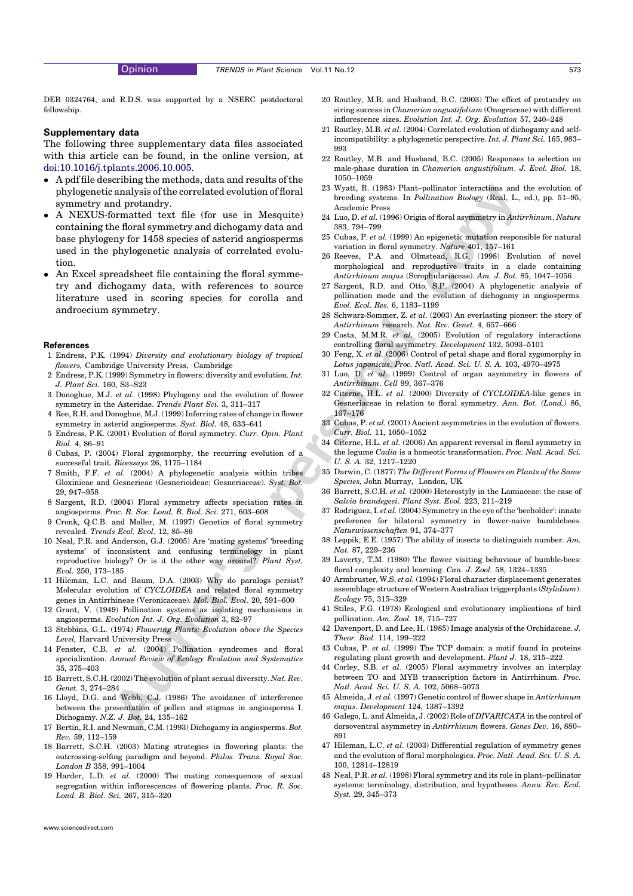DEB 0324764, and R.D.S. was supported by a NSERC postdoctoral fellowship.

## Supplementary data

The following three supplementary data files associated with this article can be found, in the online version, at doi:10.1016/j.tplants.2006.10.005.

- A pdf file describing the methods, data and results of the phylogenetic analysis of the correlated evolution of floral symmetry and protandry.
- A NEXUS-formatted text file (for use in Mesquite) containing the floral symmetry and dichogamy data and base phylogeny for 1458 species of asterid angiosperms used in the phylogenetic analysis of correlated evolution.
- An Excel spreadsheet file containing the floral symmetry and dichogamy data, with references to source literature used in scoring species for corolla and androecium symmetry.

## References

1 Endress, P.K. (1994) *Diversity and evolutionary biology of tropical flowers,* Cambridge University Press, Cambridge

2 Endress, P.K. (1999) Symmetry in flowers: diversity and evolution. *Int. J. Plant Sci.* 160, S3–S23

3 Donoghue, M.J. *et al.* (1998) Phylogeny and the evolution of flower symmetry in the Asteridae. *Trends Plant Sci.* 3, 311–317

4 Ree, R.H. and Donoghue, M.J. (1999) Inferring rates of change in flower symmetry in asterid angiosperms. *Syst. Biol.* 48, 633–641

5 Endress, P.K. (2001) Evolution of floral symmetry. *Curr. Opin. Plant Biol.* 4, 86–91

6 Cubas, P. (2004) Floral zygomorphy, the recurring evolution of a successful trait. *Bioessays* 26, 1175–1184

7 Smith, F.F. *et al.* (2004) A phylogenetic analysis within tribes Gloxinieae and Gesnerieae (Gesnerioideae: Gesneriaceae). *Syst. Bot.* 29, 947–958

8 Sargent, R.D. (2004) Floral symmetry affects speciation rates in angiosperms. *Proc. R. Soc. Lond. B. Biol. Sci.* 271, 603–608

9 Cronk, Q.C.B. and Moller, M. (1997) Genetics of floral symmetry revealed. *Trends Ecol. Evol.* 12, 85–86

10 Neal, P.R. and Anderson, G.J. (2005) Are 'mating systems' 'breeding systems' of inconsistent and confusing terminology in plant reproductive biology? Or is it the other way around?. *Plant Syst. Evol.* 250, 173–185

11 Hileman, L.C. and Baum, D.A. (2003) Why do paralogs persist? Molecular evolution of *CYCLOIDEA* and related floral symmetry genes in Antirrhineae (Veronicaceae). *Mol. Biol. Evol.* 20, 591–600

12 Grant, V. (1949) Pollination systems as isolating mechanisms in angiosperms. *Evolution Int. J. Org. Evolution* 3, 82–97

13 Stebbins, G.L. (1974) *Flowering Plants: Evolution above the Species Level,* Harvard University Press

14 Fenster, C.B. *et al.* (2004) Pollination syndromes and floral specialization. *Annual Review of Ecology Evolution and Systematics* 35, 375–403

15 Barrett, S.C.H. (2002) The evolution of plant sexual diversity. *Nat. Rev. Genet.* 3, 274–284

16 Lloyd, D.G. and Webb, C.J. (1986) The avoidance of interference between the presentation of pollen and stigmas in angiosperms I. Dichogamy. *N.Z. J. Bot.* 24, 135–162

17 Bertin, R.I. and Newman, C.M. (1993) Dichogamy in angiosperms. *Bot. Rev.* 59, 112–159

18 Barrett, S.C.H. (2003) Mating strategies in flowering plants: the outcrossing-selfing paradigm and beyond. *Philos. Trans. Royal Soc. London B* 358, 991–1004

19 Harder, L.D. *et al.* (2000) The mating consequences of sexual segregation within inflorescences of flowering plants. *Proc. R. Soc. Lond. B. Biol. Sci.* 267, 315–320

20 Routley, M.B. and Husband, B.C. (2003) The effect of protandry on siring success in *Chamerion angustifolium* (Onagraceae) with different inflorescence sizes. *Evolution Int. J. Org. Evolution* 57, 240–248

21 Routley, M.B. *et al.* (2004) Correlated evolution of dichogamy and self-incompatibility: a phylogenetic perspective. *Int. J. Plant Sci.* 165, 983–993

22 Routley, M.B. and Husband, B.C. (2005) Responses to selection on male-phase duration in *Chamerion angustifolium*. *J. Evol. Biol.* 18, 1050–1059

23 Wyatt, R. (1983) Plant–pollinator interactions and the evolution of breeding systems. In *Pollination Biology* (Real, L., ed.), pp. 51–95, Academic Press

24 Luo, D. *et al.* (1996) Origin of floral asymmetry in *Antirrhinum*. *Nature* 383, 794–799

25 Cubas, P. *et al.* (1999) An epigenetic mutation responsible for natural variation in floral symmetry. *Nature* 401, 157–161

26 Reeves, P.A. and Olmstead, R.G. (1998) Evolution of novel morphological and reproductive traits in a clade containing *Antirrhinum majus* (Scrophulariaceae). *Am. J. Bot.* 85, 1047–1056

27 Sargent, R.D. and Otto, S.P. (2004) A phylogenetic analysis of pollination mode and the evolution of dichogamy in angiosperms. *Evol. Ecol. Res.* 6, 1183–1199

28 Schwarz-Sommer, Z. *et al.* (2003) An everlasting pioneer: the story of *Antirrhinum* research. *Nat. Rev. Genet.* 4, 657–666

29 Costa, M.M.R. *et al.* (2005) Evolution of regulatory interactions controlling floral asymmetry. *Development* 132, 5093–5101

30 Feng, X. *et al.* (2006) Control of petal shape and floral zygomorphy in *Lotus japonicus*. *Proc. Natl. Acad. Sci. U. S. A.* 103, 4970–4975

31 Luo, D. *et al.* (1999) Control of organ asymmetry in flowers of *Antirrhinum*. *Cell* 99, 367–376

32 Citerne, H.L. *et al.* (2000) Diversity of *CYCLOIDEA*-like genes in Gesneriaceae in relation to floral symmetry. *Ann. Bot. (Lond.)* 86, 167–176

33 Cubas, P. *et al.* (2001) Ancient asymmetries in the evolution of flowers. *Curr. Biol.* 11, 1050–1052

34 Citerne, H.L. *et al.* (2006) An apparent reversal in floral symmetry in the legume *Cadia* is a homeotic transformation. *Proc. Natl. Acad. Sci. U. S. A.* 32, 1217–1220

35 Darwin, C. (1877) *The Different Forms of Flowers on Plants of the Same Species,* John Murray, London, UK

36 Barrett, S.C.H. *et al.* (2000) Heterostyly in the Lamiaceae: the case of *Salvia brandegeei*. *Plant Syst. Evol.* 223, 211–219

37 Rodriguez, I. *et al.* (2004) Symmetry in the eye of the 'beeholder': innate preference for bilateral symmetry in flower-naive bumblebees. *Naturwissenschaften* 91, 374–377

38 Leppik, E.E. (1957) The ability of insects to distinguish number. *Am. Nat.* 87, 229–236

39 Laverty, T.M. (1980) The flower visiting behaviour of bumble-bees: floral complexity and learning. *Can. J. Zool.* 58, 1324–1335

40 Armbruster, W.S. *et al.* (1994) Floral character displacement generates assemblage structure of Western Australian triggerplants (*Stylidium*). *Ecology* 75, 315–329

41 Stiles, F.G. (1978) Ecological and evolutionary implications of bird pollination. *Am. Zool.* 18, 715–727

42 Davenport, D. and Lee, H. (1985) Image analysis of the Orchidaceae. *J. Theor. Biol.* 114, 199–222

43 Cubas, P. *et al.* (1999) The TCP domain: a motif found in proteins regulating plant growth and development. *Plant J.* 18, 215–222

44 Corley, S.B. *et al.* (2005) Floral asymmetry involves an interplay between TO and MYB transcription factors in Antirrhinum. *Proc. Natl. Acad. Sci. U. S. A.* 102, 5068–5073

45 Almeida, J. *et al.* (1997) Genetic control of flower shape in *Antirrhinum majus*. *Development* 124, 1387–1392

46 Galego, L. and Almeida, J. (2002) Role of *DIVARICATA* in the control of dorsoventral asymmetry in *Antirrhinum* flowers. *Genes Dev.* 16, 880–891

47 Hileman, L.C. *et al.* (2003) Differential regulation of symmetry genes and the evolution of floral morphologies. *Proc. Natl. Acad. Sci. U. S. A.* 100, 12814–12819

48 Neal, P.R. *et al.* (1998) Floral symmetry and its role in plant–pollinator systems: terminology, distribution, and hypotheses. *Annu. Rev. Ecol. Syst.* 29, 345–373